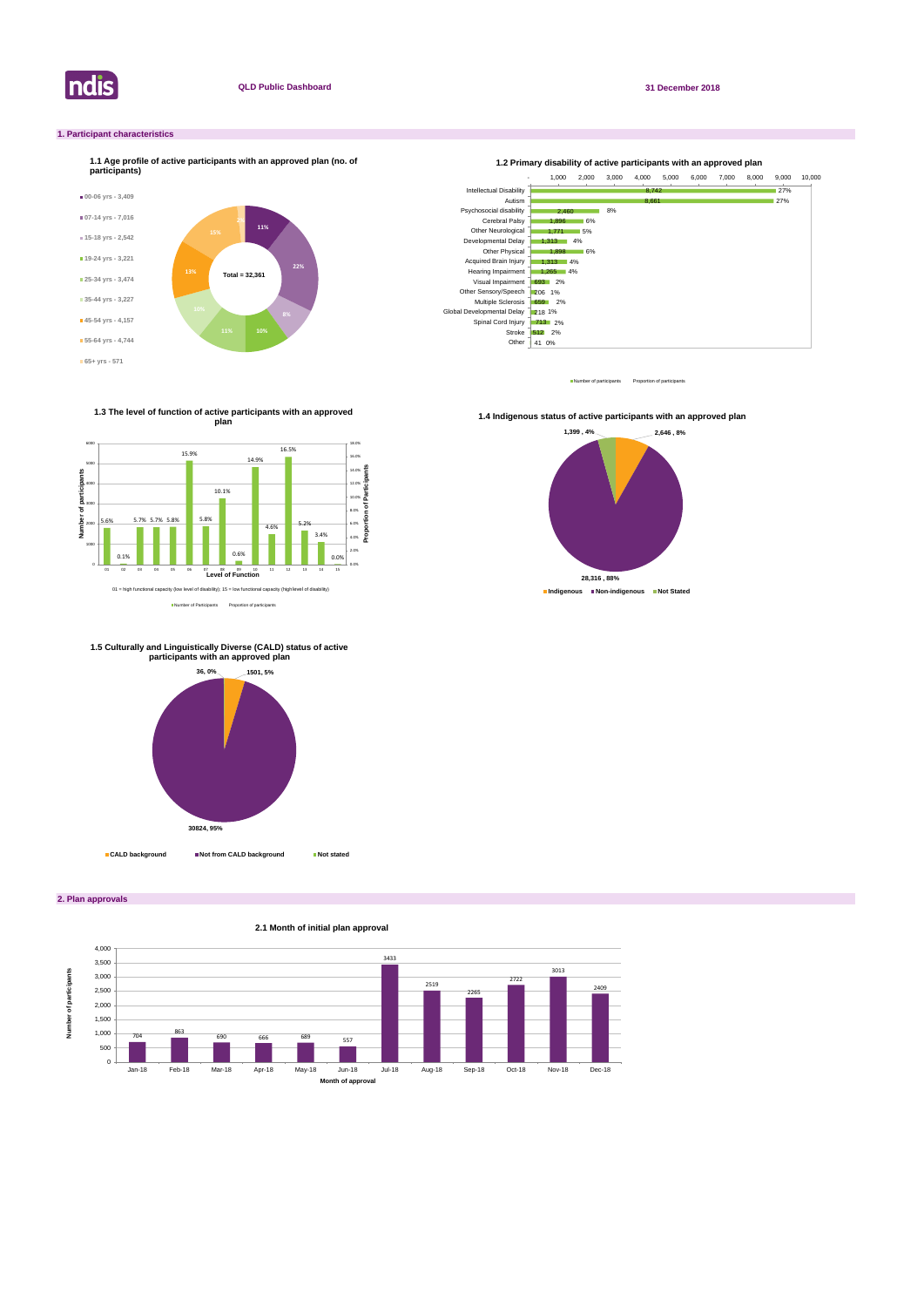ndis

**QLD Public Dashboard**

**31 December 2018**

## 1. Participant characteristics

### 1.1 Age profile of active participants with an approved plan (no. of participants)

| Age group | Number of participants | Proportion |
|---|---|---|
| 00-06 yrs | 3,409 | 11% |
| 07-14 yrs | 7,016 | 22% |
| 15-18 yrs | 2,542 | 8% |
| 19-24 yrs | 3,221 | 10% |
| 25-34 yrs | 3,474 | 11% |
| 35-44 yrs | 3,227 | 10% |
| 45-54 yrs | 4,157 | 13% |
| 55-64 yrs | 4,744 | 15% |
| 65+ yrs | 571 | 2% |

Total = 32,361

### 1.2 Primary disability of active participants with an approved plan

| Primary disability | Number of participants | Proportion of participants |
|---|---|---|
| Intellectual Disability | 8,742 | 27% |
| Autism | 8,661 | 27% |
| Psychosocial disability | 2,460 | 8% |
| Cerebral Palsy | 1,896 | 6% |
| Other Neurological | 1,771 | 5% |
| Developmental Delay | 1,313 | 4% |
| Other Physical | 1,898 | 6% |
| Acquired Brain Injury | 1,313 | 4% |
| Hearing Impairment | 1,265 | 4% |
| Visual Impairment | 693 | 2% |
| Other Sensory/Speech | 206 | 1% |
| Multiple Sclerosis | 659 | 2% |
| Global Developmental Delay | 218 | 1% |
| Spinal Cord Injury | 713 | 2% |
| Stroke | 612 | 2% |
| Other | 41 | 0% |

### 1.3 The level of function of active participants with an approved plan

| Level of Function | Proportion of participants |
|---|---|
| 01 | 5.6% |
| 02 | 0.1% |
| 03 | 5.7% |
| 04 | 5.7% |
| 05 | 5.8% |
| 06 | 15.9% |
| 07 | 5.8% |
| 08 | 10.1% |
| 09 | 0.6% |
| 10 | 14.9% |
| 11 | 4.6% |
| 12 | 16.5% |
| 13 | 5.2% |
| 14 | 3.4% |
| 15 | 0.0% |

01 = high functional capacity (low level of disability); 15 = low functional capacity (high level of disability)

### 1.4 Indigenous status of active participants with an approved plan

| Status | Number | Proportion |
|---|---|---|
| Indigenous | 2,646 | 8% |
| Non-indigenous | 28,316 | 88% |
| Not Stated | 1,399 | 4% |

### 1.5 Culturally and Linguistically Diverse (CALD) status of active participants with an approved plan

| Status | Number | Proportion |
|---|---|---|
| CALD background | 1501 | 5% |
| Not from CALD background | 30824 | 95% |
| Not stated | 36 | 0% |

## 2. Plan approvals

### 2.1 Month of initial plan approval

| Month of approval | Number of participants |
|---|---|
| Jan-18 | 704 |
| Feb-18 | 863 |
| Mar-18 | 690 |
| Apr-18 | 666 |
| May-18 | 689 |
| Jun-18 | 557 |
| Jul-18 | 3433 |
| Aug-18 | 2519 |
| Sep-18 | 2265 |
| Oct-18 | 2722 |
| Nov-18 | 3013 |
| Dec-18 | 2409 |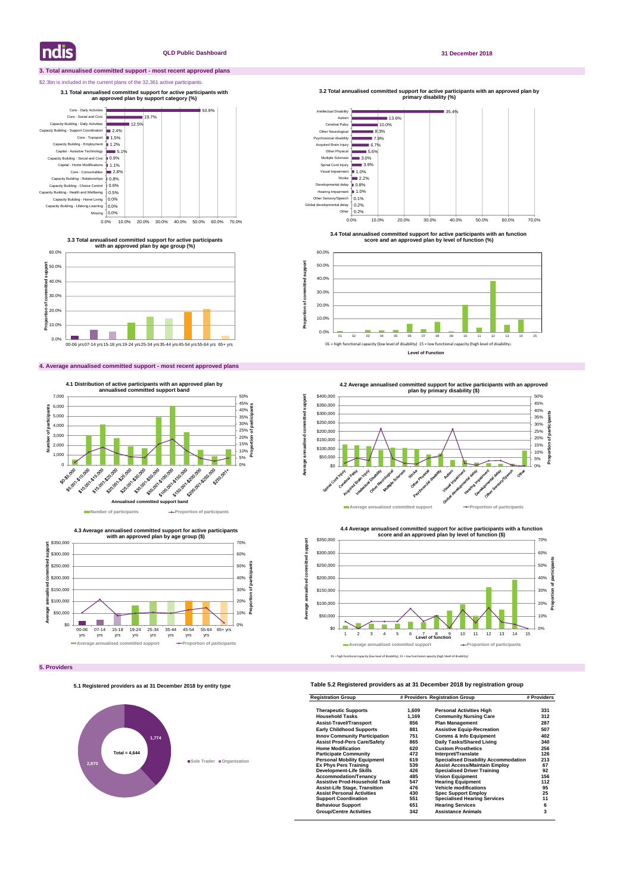## 3. Total annualised committed support - most recent approved plans

$2.3bn is included in the current plans of the 32,361 active participants.

**3.1 Total annualised committed support for active participants with an approved plan by support category (%)**

| Support category | % |
|---|---|
| Core - Daily Activities | 50.9% |
| Core - Social and Civic | 19.7% |
| Capacity Building - Daily Activities | 12.5% |
| Capacity Building - Support Coordination | 2.4% |
| Core - Transport | 1.5% |
| Capacity Building - Employment | 1.2% |
| Capital - Assistive Technology | 5.1% |
| Capacity Building - Social and Civic | 0.9% |
| Capital - Home Modifications | 1.1% |
| Core - Consumables | 2.8% |
| Capacity Building - Relationships | 0.8% |
| Capacity Building - Choice Control | 0.6% |
| Capacity Building - Health and Wellbeing | 0.5% |
| Capacity Building - Home Living | 0.0% |
| Capacity Building - Lifelong Learning | 0.0% |
| Missing | 0.0% |

**3.2 Total annualised committed support for active participants with an approved plan by primary disability (%)**

| Primary disability | % |
|---|---|
| Intellectual Disability | 35.4% |
| Autism | 13.6% |
| Cerebral Palsy | 10.0% |
| Other Neurological | 8.3% |
| Psychosocial disability | 7.9% |
| Acquired Brain Injury | 6.7% |
| Other Physical | 5.6% |
| Multiple Sclerosis | 3.0% |
| Spinal Cord Injury | 3.9% |
| Visual Impairment | 1.0% |
| Stroke | 2.2% |
| Developmental delay | 0.8% |
| Hearing Impairment | 1.0% |
| Other Sensory/Speech | 0.1% |
| Global developmental delay | 0.2% |
| Other | 0.2% |

**3.3 Total annualised committed support for active participants with an approved plan by age group (%)**

Age groups: 00-06 yrs, 07-14 yrs, 15-18 yrs, 19-24 yrs, 25-34 yrs, 35-44 yrs, 45-54 yrs, 55-64 yrs, 65+ yrs

**3.4 Total annualised committed support for active participants with an function score and an approved plan by level of function (%)**

01 = high functional capacity (low level of disability) 15 = low functional capacity (high level of disability)

## 4. Average annualised committed support - most recent approved plans

**4.1 Distribution of active participants with an approved plan by annualised committed support band**

Annualised committed support bands: $0-$5,000; $5,001-$10,000; $10,001-$15,000; $15,001-$20,000; $20,001-$25,000; $25,001-$30,000; $30,001-$50,000; $50,001-$100,000; $100,001-$150,000; $150,001-$200,000; $200,001-$250,000; $250,001+

Number of participants / Proportion of participants

**4.2 Average annualised committed support for active participants with an approved plan by primary disability ($)**

Average annualised committed support / Proportion of participants

**4.3 Average annualised committed support for active participants with an approved plan by age group ($)**

Average annualised committed support / Proportion of participants

**4.4 Average annualised committed support for active participants with a function score and an approved plan by level of function ($)**

Average annualised committed support / Proportion of participants

01 = high functional capacity (low level of disability); 15 = low functional capacity (high level of disability)

## 5. Providers

**5.1 Registered providers as at 31 December 2018 by entity type**

| Entity type | # Providers |
|---|---|
| Sole Trader | 1,774 |
| Organisation | 2,870 |
| Total | 4,644 |

**Table 5.2 Registered providers as at 31 December 2018 by registration group**

| Registration Group | # Providers | Registration Group | # Providers |
|---|---|---|---|
| Therapeutic Supports | 1,609 | Personal Activities High | 331 |
| Household Tasks | 1,169 | Community Nursing Care | 312 |
| Assist-Travel/Transport | 856 | Plan Management | 287 |
| Early Childhood Supports | 881 | Assistive Equip-Recreation | 507 |
| Innov Community Participation | 751 | Comms & Info Equipment | 402 |
| Assist Prod-Pers Care/Safety | 865 | Daily Tasks/Shared Living | 340 |
| Home Modification | 620 | Custom Prosthetics | 256 |
| Participate Community | 472 | Interpret/Translate | 126 |
| Personal Mobility Equipment | 619 | Specialised Disability Accommodation | 213 |
| Ex Phys Pers Training | 539 | Assist Access/Maintain Employ | 67 |
| Development-Life Skills | 426 | Specialised Driver Training | 92 |
| Accommodation/Tenancy | 485 | Vision Equipment | 156 |
| Assistive Prod-Household Task | 547 | Hearing Equipment | 112 |
| Assist-Life Stage, Transition | 476 | Vehicle modifications | 95 |
| Assist Personal Activities | 430 | Spec Support Employ | 25 |
| Support Coordination | 551 | Specialised Hearing Services | 11 |
| Behaviour Support | 651 | Hearing Services | 6 |
| Group/Centre Activities | 342 | Assistance Animals | 3 |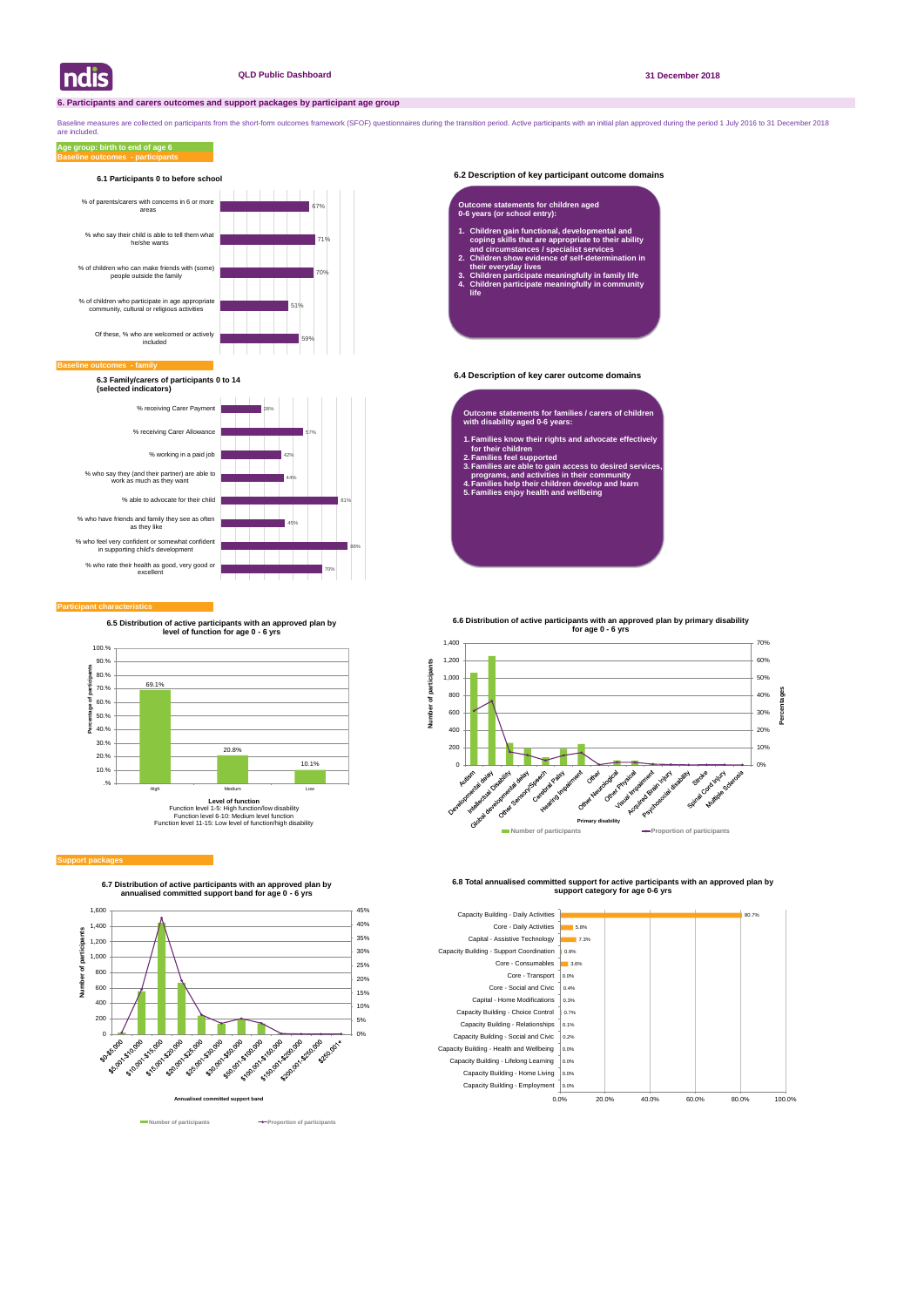QLD Public Dashboard

31 December 2018

## 6. Participants and carers outcomes and support packages by participant age group

Baseline measures are collected on participants from the short-form outcomes framework (SFOF) questionnaires during the transition period. Active participants with an initial plan approved during the period 1 July 2016 to 31 December 2018 are included.

**Age group: birth to end of age 6**

**Baseline outcomes - participants**

### 6.1 Participants 0 to before school

| Indicator | % |
|---|---|
| % of parents/carers with concerns in 6 or more areas | 67% |
| % who say their child is able to tell them what he/she wants | 71% |
| % of children who can make friends with (some) people outside the family | 70% |
| % of children who participate in age appropriate community, cultural or religious activities | 51% |
| Of these, % who are welcomed or actively included | 59% |

### 6.2 Description of key participant outcome domains

**Outcome statements for children aged 0-6 years (or school entry):**

1. Children gain functional, developmental and coping skills that are appropriate to their ability and circumstances / specialist services
2. Children show evidence of self-determination in their everyday lives
3. Children participate meaningfully in family life
4. Children participate meaningfully in community life

**Baseline outcomes - family**

### 6.3 Family/carers of participants 0 to 14 (selected indicators)

| Indicator | % |
|---|---|
| % receiving Carer Payment | 28% |
| % receiving Carer Allowance | 57% |
| % working in a paid job | 42% |
| % who say they (and their partner) are able to work as much as they want | 44% |
| % able to advocate for their child | 81% |
| % who have friends and family they see as often as they like | 45% |
| % who feel very confident or somewhat confident in supporting child's development | 88% |
| % who rate their health as good, very good or excellent | 70% |

### 6.4 Description of key carer outcome domains

**Outcome statements for families / carers of children with disability aged 0-6 years:**

1. Families know their rights and advocate effectively for their children
2. Families feel supported
3. Families are able to gain access to desired services, programs, and activities in their community
4. Families help their children develop and learn
5. Families enjoy health and wellbeing

**Participant characteristics**

### 6.5 Distribution of active participants with an approved plan by level of function for age 0 - 6 yrs

| Level of function | Percentage of participants |
|---|---|
| High | 69.1% |
| Medium | 20.8% |
| Low | 10.1% |

Level of function
Function level 1-5: High function/low disability
Function level 6-10: Medium level function
Function level 11-15: Low level of function/high disability

### 6.6 Distribution of active participants with an approved plan by primary disability for age 0 - 6 yrs

Primary disability: Autism, Developmental delay, Intellectual Disability, Global developmental delay, Other Sensory/Speech, Cerebral Palsy, Hearing Impairment, Other, Other Neurological, Other Physical, Visual Impairment, Acquired Brain Injury, Psychosocial disability, Stroke, Spinal Cord Injury, Multiple Sclerosis

Number of participants / Proportion of participants

**Support packages**

### 6.7 Distribution of active participants with an approved plan by annualised committed support band for age 0 - 6 yrs

Annualised committed support band: $0-$5,000, $5,001-$10,000, $10,001-$15,000, $15,001-$20,000, $20,001-$25,000, $25,001-$30,000, $30,001-$50,000, $50,001-$100,000, $100,001-$150,000, $150,001-$200,000, $200,001-$250,000, $250,001+

Number of participants / Proportion of participants

### 6.8 Total annualised committed support for active participants with an approved plan by support category for age 0-6 yrs

| Support category | % |
|---|---|
| Capacity Building - Daily Activities | 80.7% |
| Core - Daily Activities | 5.8% |
| Capital - Assistive Technology | 7.3% |
| Capacity Building - Support Coordination | 0.9% |
| Core - Consumables | 3.6% |
| Core - Transport | 0.0% |
| Core - Social and Civic | 0.4% |
| Capital - Home Modifications | 0.3% |
| Capacity Building - Choice Control | 0.7% |
| Capacity Building - Relationships | 0.1% |
| Capacity Building - Social and Civic | 0.2% |
| Capacity Building - Health and Wellbeing | 0.0% |
| Capacity Building - Lifelong Learning | 0.0% |
| Capacity Building - Home Living | 0.0% |
| Capacity Building - Employment | 0.0% |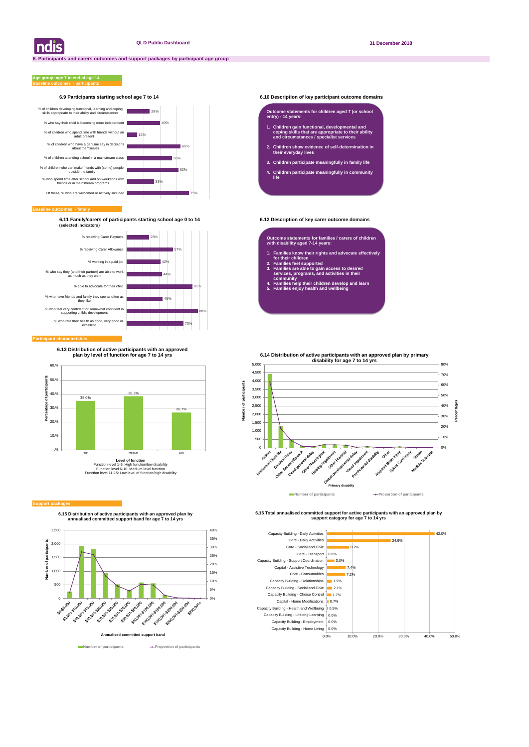## 6. Participants and carers outcomes and support packages by participant age group

**Age group: age 7 to end of age 14**

**Baseline outcomes - participants**

### 6.9 Participants starting school age 7 to 14

| Indicator | % |
|---|---|
| % of children developing functional, learning and coping skills appropriate to their ability and circumstances | 28% |
| % who say their child is becoming more independent | 40% |
| % of children who spend time with friends without an adult present | 12% |
| % of children who have a genuine say in decisions about themselves | 65% |
| % of children attending school in a mainstream class | 55% |
| % of children who can make friends with (some) people outside the family | 62% |
| % who spend time after school and on weekends with friends or in mainstream programs | 33% |
| Of these, % who are welcomed or actively included | 75% |

### 6.10 Description of key participant outcome domains

**Outcome statements for children aged 7 (or school entry) - 14 years:**

1. **Children gain functional, developmental and coping skills that are appropriate to their ability and circumstances / specialist services**
2. **Children show evidence of self-determination in their everyday lives**
3. **Children participate meaningfully in family life**
4. **Children participate meaningfully in community life**

**Baseline outcomes - family**

### 6.11 Family/carers of participants starting school age 0 to 14 (selected indicators)

| Indicator | % |
|---|---|
| % receiving Carer Payment | 28% |
| % receiving Carer Allowance | 57% |
| % working in a paid job | 42% |
| % who say they (and their partner) are able to work as much as they want | 44% |
| % able to advocate for their child | 81% |
| % who have friends and family they see as often as they like | 45% |
| % who feel very confident or somewhat confident in supporting child's development | 88% |
| % who rate their health as good, very good or excellent | 70% |

### 6.12 Description of key carer outcome domains

**Outcome statements for families / carers of children with disability aged 7-14 years:**

1. **Families know their rights and advocate effectively for their children**
2. **Families feel supported**
3. **Families are able to gain access to desired services, programs, and activities in their community**
4. **Families help their children develop and learn**
5. **Families enjoy health and wellbeing**

**Participant characteristics**

### 6.13 Distribution of active participants with an approved plan by level of function for age 7 to 14 yrs

| Level of function | Percentage of participants |
|---|---|
| High | 35.0% |
| Medium | 38.3% |
| Low | 26.7% |

Level of function
Function level 1-5: High function/low disability
Function level 6-10: Medium level function
Function level 11-15: Low level of function/high disability

### 6.14 Distribution of active participants with an approved plan by primary disability for age 7 to 14 yrs

Primary disability: Autism, Intellectual Disability, Cerebral Palsy, Other Sensory/Speech, Developmental delay, Other Neurological, Hearing Impairment, Other Physical, Global developmental delay, Visual Impairment, Psychosocial disability, Other, Acquired Brain Injury, Spinal Cord Injury, Stroke, Multiple Sclerosis

Number of participants / Proportion of participants

**Support packages**

### 6.15 Distribution of active participants with an approved plan by annualised committed support band for age 7 to 14 yrs

Annualised committed support band: $0-$5,000; $5,001-$10,000; $10,001-$15,000; $15,001-$20,000; $20,001-$25,000; $25,001-$30,000; $30,001-$50,000; $50,001-$100,000; $100,001-$150,000; $150,001-$200,000; $200,001-$250,000; $250,001+

Number of participants / Proportion of participants

### 6.16 Total annualised committed support for active participants with an approved plan by support category for age 7 to 14 yrs

| Support category | % |
|---|---|
| Capacity Building - Daily Activities | 42.0% |
| Core - Daily Activities | 24.9% |
| Core - Social and Civic | 8.7% |
| Core - Transport | 0.0% |
| Capacity Building - Support Coordination | 3.0% |
| Capital - Assistive Technology | 7.4% |
| Core - Consumables | 7.2% |
| Capacity Building - Relationships | 1.9% |
| Capacity Building - Social and Civic | 2.1% |
| Capacity Building - Choice Control | 1.7% |
| Capital - Home Modifications | 0.7% |
| Capacity Building - Health and Wellbeing | 0.5% |
| Capacity Building - Lifelong Learning | 0.0% |
| Capacity Building - Employment | 0.0% |
| Capacity Building - Home Living | 0.0% |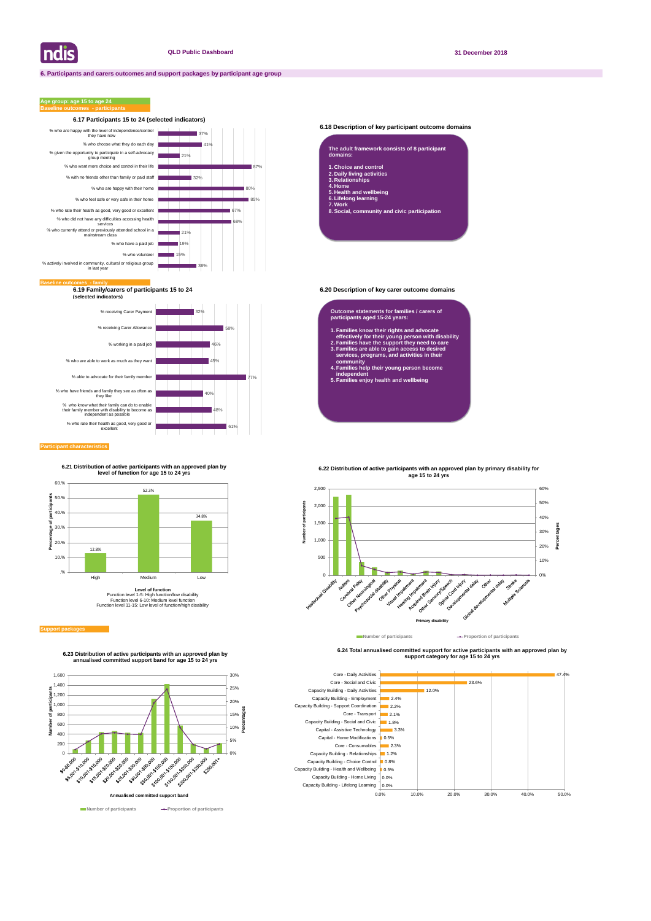## 6. Participants and carers outcomes and support packages by participant age group

**Age group: age 15 to age 24**

**Baseline outcomes - participants**

### 6.17 Participants 15 to 24 (selected indicators)

| Indicator | % |
|---|---|
| % who are happy with the level of independence/control they have now | 37% |
| % who choose what they do each day | 41% |
| % given the opportunity to participate in a self-advocacy group meeting | 21% |
| % who want more choice and control in their life | 87% |
| % with no friends other than family or paid staff | 32% |
| % who are happy with their home | 80% |
| % who feel safe or very safe in their home | 85% |
| % who rate their health as good, very good or excellent | 67% |
| % who did not have any difficulties accessing health services | 68% |
| % who currently attend or previously attended school in a mainstream class | 21% |
| % who have a paid job | 19% |
| % who volunteer | 15% |
| % actively involved in community, cultural or religious group in last year | 36% |

### 6.18 Description of key participant outcome domains

The adult framework consists of 8 participant domains:

1. Choice and control
2. Daily living activities
3. Relationships
4. Home
5. Health and wellbeing
6. Lifelong learning
7. Work
8. Social, community and civic participation

**Baseline outcomes - family**

### 6.19 Family/carers of participants 15 to 24 (selected indicators)

| Indicator | % |
|---|---|
| % receiving Carer Payment | 32% |
| % receiving Carer Allowance | 58% |
| % working in a paid job | 46% |
| % who are able to work as much as they want | 45% |
| % able to advocate for their family member | 77% |
| % who have friends and family they see as often as they like | 40% |
| % who know what their family can do to enable their family member with disability to become as independent as possible | 48% |
| % who rate their health as good, very good or excellent | 61% |

### 6.20 Description of key carer outcome domains

Outcome statements for families / carers of participants aged 15-24 years:

1. Families know their rights and advocate effectively for their young person with disability
2. Families have the support they need to care
3. Families are able to gain access to desired services, programs, and activities in their community
4. Families help their young person become independent
5. Families enjoy health and wellbeing

**Participant characteristics**

### 6.21 Distribution of active participants with an approved plan by level of function for age 15 to 24 yrs

| Level of function | Percentage of participants |
|---|---|
| High | 12.8% |
| Medium | 52.3% |
| Low | 34.8% |

Level of function
Function level 1-5: High function/low disability
Function level 6-10: Medium level function
Function level 11-15: Low level of function/high disability

### 6.22 Distribution of active participants with an approved plan by primary disability for age 15 to 24 yrs

Primary disability: Intellectual Disability, Autism, Cerebral Palsy, Other Neurological, Psychosocial disability, Other Physical, Visual Impairment, Hearing Impairment, Acquired Brain Injury, Other Sensory/Speech, Spinal Cord Injury, Developmental delay, Other, Global developmental delay, Stroke, Multiple Sclerosis

Number of participants — Proportion of participants

**Support packages**

### 6.23 Distribution of active participants with an approved plan by annualised committed support band for age 15 to 24 yrs

Annualised committed support band: $0-$5,000, $5,001-$10,000, $10,001-$15,000, $15,001-$20,000, $20,001-$25,000, $25,001-$30,000, $30,001-$50,000, $50,001-$100,000, $100,001-$150,000, $150,001-$200,000, $200,001-$250,000, $250,001+

Number of participants — Proportion of participants

### 6.24 Total annualised committed support for active participants with an approved plan by support category for age 15 to 24 yrs

| Support category | % |
|---|---|
| Core - Daily Activities | 47.4% |
| Core - Social and Civic | 23.6% |
| Capacity Building - Daily Activities | 12.0% |
| Capacity Building - Employment | 2.4% |
| Capacity Building - Support Coordination | 2.2% |
| Core - Transport | 2.1% |
| Capacity Building - Social and Civic | 1.8% |
| Capital - Assistive Technology | 3.3% |
| Capital - Home Modifications | 0.5% |
| Core - Consumables | 2.3% |
| Capacity Building - Relationships | 1.2% |
| Capacity Building - Choice Control | 0.8% |
| Capacity Building - Health and Wellbeing | 0.5% |
| Capacity Building - Home Living | 0.0% |
| Capacity Building - Lifelong Learning | 0.0% |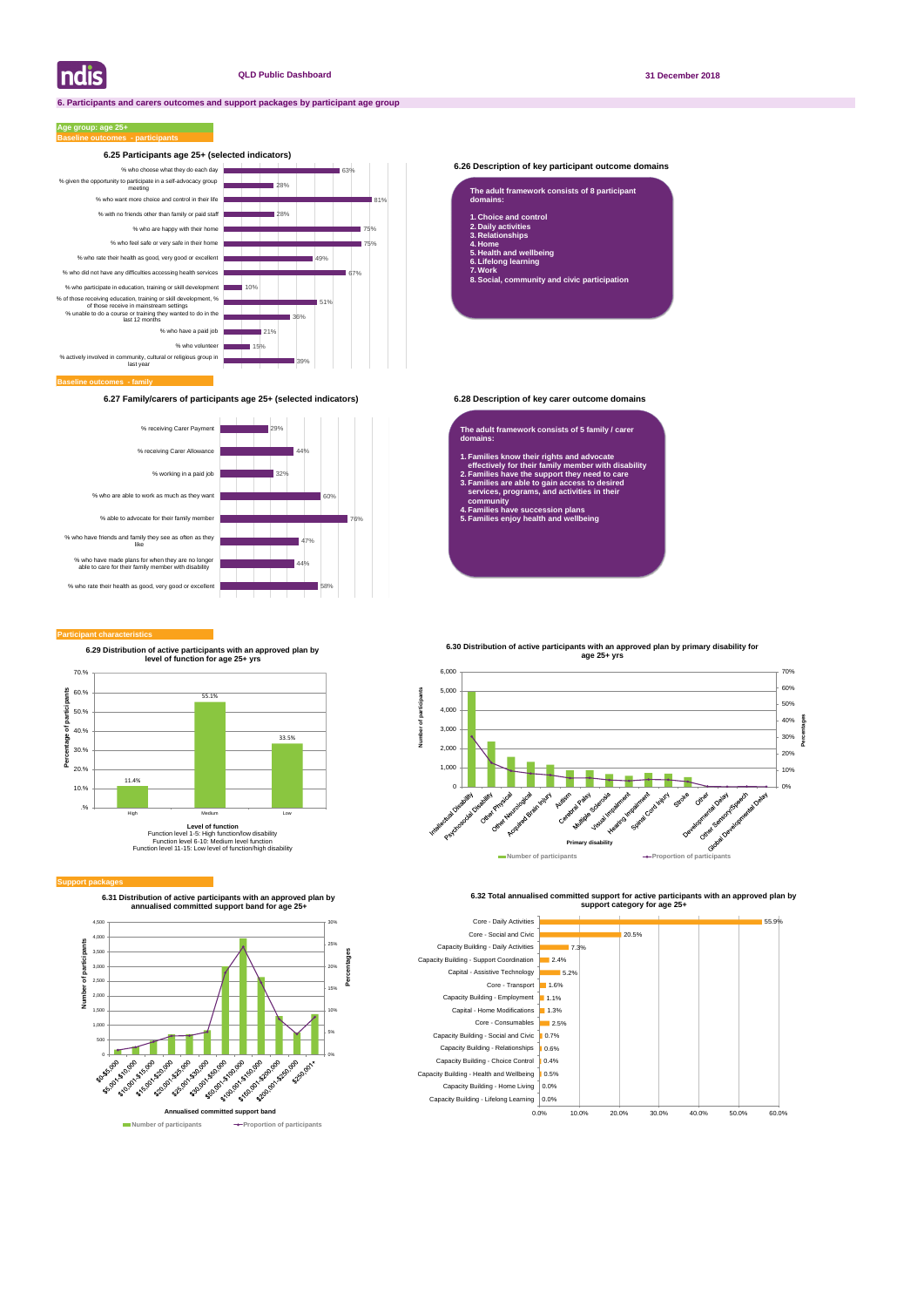QLD Public Dashboard

31 December 2018

## 6. Participants and carers outcomes and support packages by participant age group

**Age group: age 25+**

**Baseline outcomes - participants**

### 6.25 Participants age 25+ (selected indicators)

% who choose what they do each day 63%
% given the opportunity to participate in a self-advocacy group meeting 28%
% who want more choice and control in their life 81%
% with no friends other than family or paid staff 28%
% who are happy with their home 75%
% who feel safe or very safe in their home 75%
% who rate their health as good, very good or excellent 49%
% who did not have any difficulties accessing health services 67%
% who participate in education, training or skill development 10%
% of those receiving education, training or skill development, % of those receive in mainstream settings 51%
% unable to do a course or training they wanted to do in the last 12 months 36%
% who have a paid job 21%
% who volunteer 15%
% actively involved in community, cultural or religious group in last year 39%

### 6.26 Description of key participant outcome domains

**The adult framework consists of 8 participant domains:**

1. Choice and control
2. Daily activities
3. Relationships
4. Home
5. Health and wellbeing
6. Lifelong learning
7. Work
8. Social, community and civic participation

**Baseline outcomes - family**

### 6.27 Family/carers of participants age 25+ (selected indicators)

% receiving Carer Payment 29%
% receiving Carer Allowance 44%
% working in a paid job 32%
% who are able to work as much as they want 60%
% able to advocate for their family member 76%
% who have friends and family they see as often as they like 47%
% who have made plans for when they are no longer able to care for their family member with disability 44%
% who rate their health as good, very good or excellent 58%

### 6.28 Description of key carer outcome domains

**The adult framework consists of 5 family / carer domains:**

1. Families know their rights and advocate effectively for their family member with disability
2. Families have the support they need to care
3. Families are able to gain access to desired services, programs, and activities in their community
4. Families have succession plans
5. Families enjoy health and wellbeing

**Participant characteristics**

### 6.29 Distribution of active participants with an approved plan by level of function for age 25+ yrs

Percentage of participants
70.% 60.0% 50.0% 40.0% 30.0% 20.0% 10.0% .%
High 11.4%
Medium 55.1%
Low 33.5%

Level of function
Function level 1-5: High function/low disability
Function level 6-10: Medium level function
Function level 11-15: Low level of function/high disability

### 6.30 Distribution of active participants with an approved plan by primary disability for age 25+ yrs

Number of participants: 0 1,000 2,000 3,000 4,000 5,000 6,000
Percentages: 0% 10% 20% 30% 40% 50% 60% 70%

Primary disability: Intellectual Disability, Psychosocial Disability, Other Physical, Other Neurological, Acquired Brain Injury, Autism, Cerebral Palsy, Multiple Sclerosis, Visual Impairment, Hearing Impairment, Spinal Cord Injury, Stroke, Other, Developmental Delay, Other Sensory/Speech, Global Developmental Delay

Number of participants — Proportion of participants

**Support packages**

### 6.31 Distribution of active participants with an approved plan by annualised committed support band for age 25+

Number of participants: 0 500 1,000 1,500 2,000 2,500 3,000 3,500 4,000 4,500
Percentages: 0% 5% 10% 15% 20% 25% 30%

Annualised committed support band: $0-$5,000, $5,001-$10,000, $10,001-$15,000, $15,001-$20,000, $20,001-$25,000, $25,001-$30,000, $30,001-$50,000, $50,001-$100,000, $100,001-$150,000, $150,001-$200,000, $200,001-$250,000, $250,001+

Number of participants — Proportion of participants

### 6.32 Total annualised committed support for active participants with an approved plan by support category for age 25+

Core - Daily Activities 55.9%
Core - Social and Civic 20.5%
Capacity Building - Daily Activities 7.3%
Capacity Building - Support Coordination 2.4%
Capital - Assistive Technology 5.2%
Core - Transport 1.6%
Capacity Building - Employment 1.1%
Capital - Home Modifications 1.3%
Core - Consumables 2.5%
Capacity Building - Social and Civic 0.7%
Capacity Building - Relationships 0.6%
Capacity Building - Choice Control 0.4%
Capacity Building - Health and Wellbeing 0.5%
Capacity Building - Home Living 0.0%
Capacity Building - Lifelong Learning 0.0%

0.0% 10.0% 20.0% 30.0% 40.0% 50.0% 60.0%